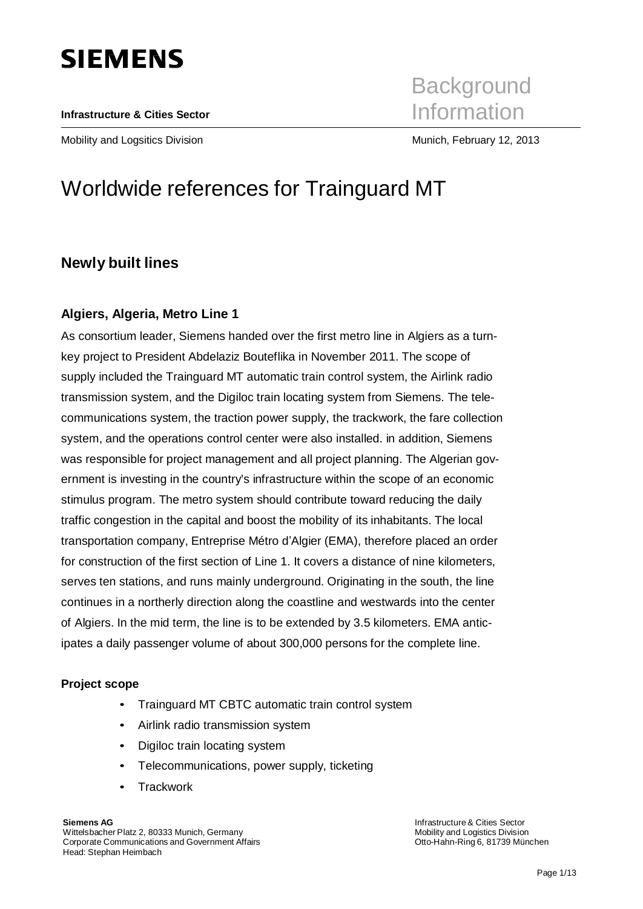SIEMENS

**Infrastructure & Cities Sector**

Mobility and Logsitics Division

# Background Information

Munich, February 12, 2013

# Worldwide references for Trainguard MT

## Newly built lines

### Algiers, Algeria, Metro Line 1

As consortium leader, Siemens handed over the first metro line in Algiers as a turnkey project to President Abdelaziz Bouteflika in November 2011. The scope of supply included the Trainguard MT automatic train control system, the Airlink radio transmission system, and the Digiloc train locating system from Siemens. The telecommunications system, the traction power supply, the trackwork, the fare collection system, and the operations control center were also installed. in addition, Siemens was responsible for project management and all project planning. The Algerian government is investing in the country's infrastructure within the scope of an economic stimulus program. The metro system should contribute toward reducing the daily traffic congestion in the capital and boost the mobility of its inhabitants. The local transportation company, Entreprise Métro d'Algier (EMA), therefore placed an order for construction of the first section of Line 1. It covers a distance of nine kilometers, serves ten stations, and runs mainly underground. Originating in the south, the line continues in a northerly direction along the coastline and westwards into the center of Algiers. In the mid term, the line is to be extended by 3.5 kilometers. EMA anticipates a daily passenger volume of about 300,000 persons for the complete line.

**Project scope**

- Trainguard MT CBTC automatic train control system
- Airlink radio transmission system
- Digiloc train locating system
- Telecommunications, power supply, ticketing
- Trackwork

**Siemens AG**
Wittelsbacher Platz 2, 80333 Munich, Germany
Corporate Communications and Government Affairs
Head: Stephan Heimbach

Infrastructure & Cities Sector
Mobility and Logistics Division
Otto-Hahn-Ring 6, 81739 München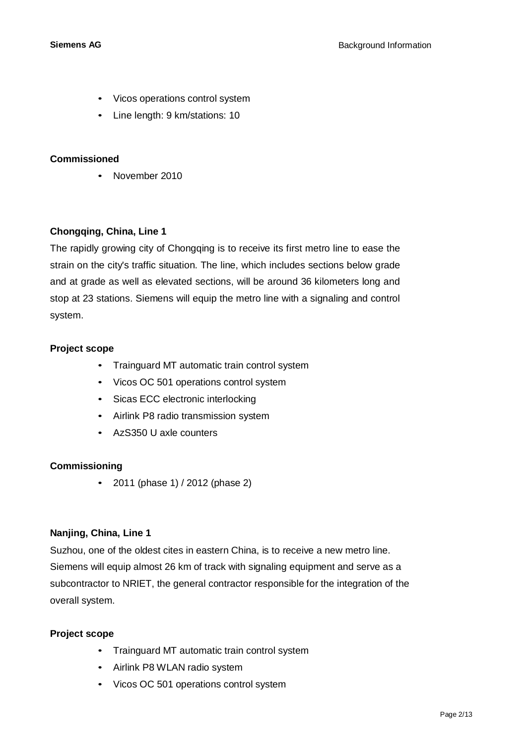- Vicos operations control system
- Line length: 9 km/stations: 10

**Commissioned**

- November 2010

**Chongqing, China, Line 1**

The rapidly growing city of Chongqing is to receive its first metro line to ease the strain on the city's traffic situation. The line, which includes sections below grade and at grade as well as elevated sections, will be around 36 kilometers long and stop at 23 stations. Siemens will equip the metro line with a signaling and control system.

**Project scope**

- Trainguard MT automatic train control system
- Vicos OC 501 operations control system
- Sicas ECC electronic interlocking
- Airlink P8 radio transmission system
- AzS350 U axle counters

**Commissioning**

- 2011 (phase 1) / 2012 (phase 2)

**Nanjing, China, Line 1**

Suzhou, one of the oldest cites in eastern China, is to receive a new metro line. Siemens will equip almost 26 km of track with signaling equipment and serve as a subcontractor to NRIET, the general contractor responsible for the integration of the overall system.

**Project scope**

- Trainguard MT automatic train control system
- Airlink P8 WLAN radio system
- Vicos OC 501 operations control system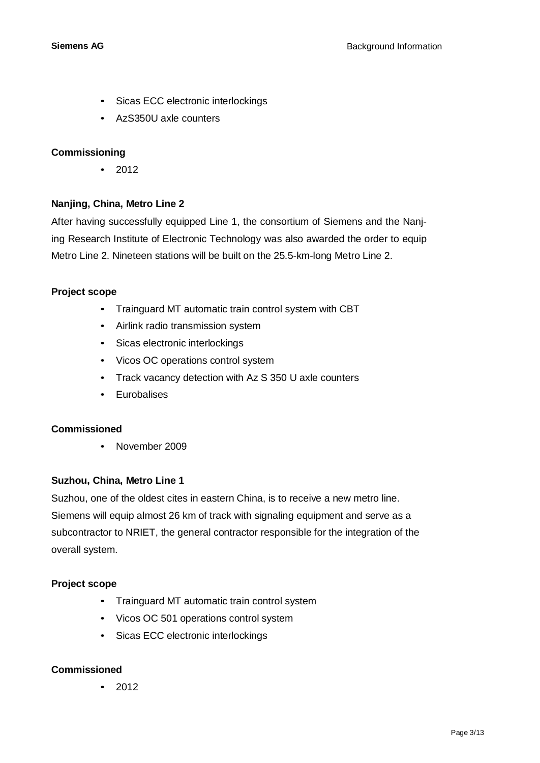- Sicas ECC electronic interlockings
- AzS350U axle counters

**Commissioning**

- 2012

**Nanjing, China, Metro Line 2**

After having successfully equipped Line 1, the consortium of Siemens and the Nanjing Research Institute of Electronic Technology was also awarded the order to equip Metro Line 2. Nineteen stations will be built on the 25.5-km-long Metro Line 2.

**Project scope**

- Trainguard MT automatic train control system with CBT
- Airlink radio transmission system
- Sicas electronic interlockings
- Vicos OC operations control system
- Track vacancy detection with Az S 350 U axle counters
- Eurobalises

**Commissioned**

- November 2009

**Suzhou, China, Metro Line 1**

Suzhou, one of the oldest cites in eastern China, is to receive a new metro line. Siemens will equip almost 26 km of track with signaling equipment and serve as a subcontractor to NRIET, the general contractor responsible for the integration of the overall system.

**Project scope**

- Trainguard MT automatic train control system
- Vicos OC 501 operations control system
- Sicas ECC electronic interlockings

**Commissioned**

- 2012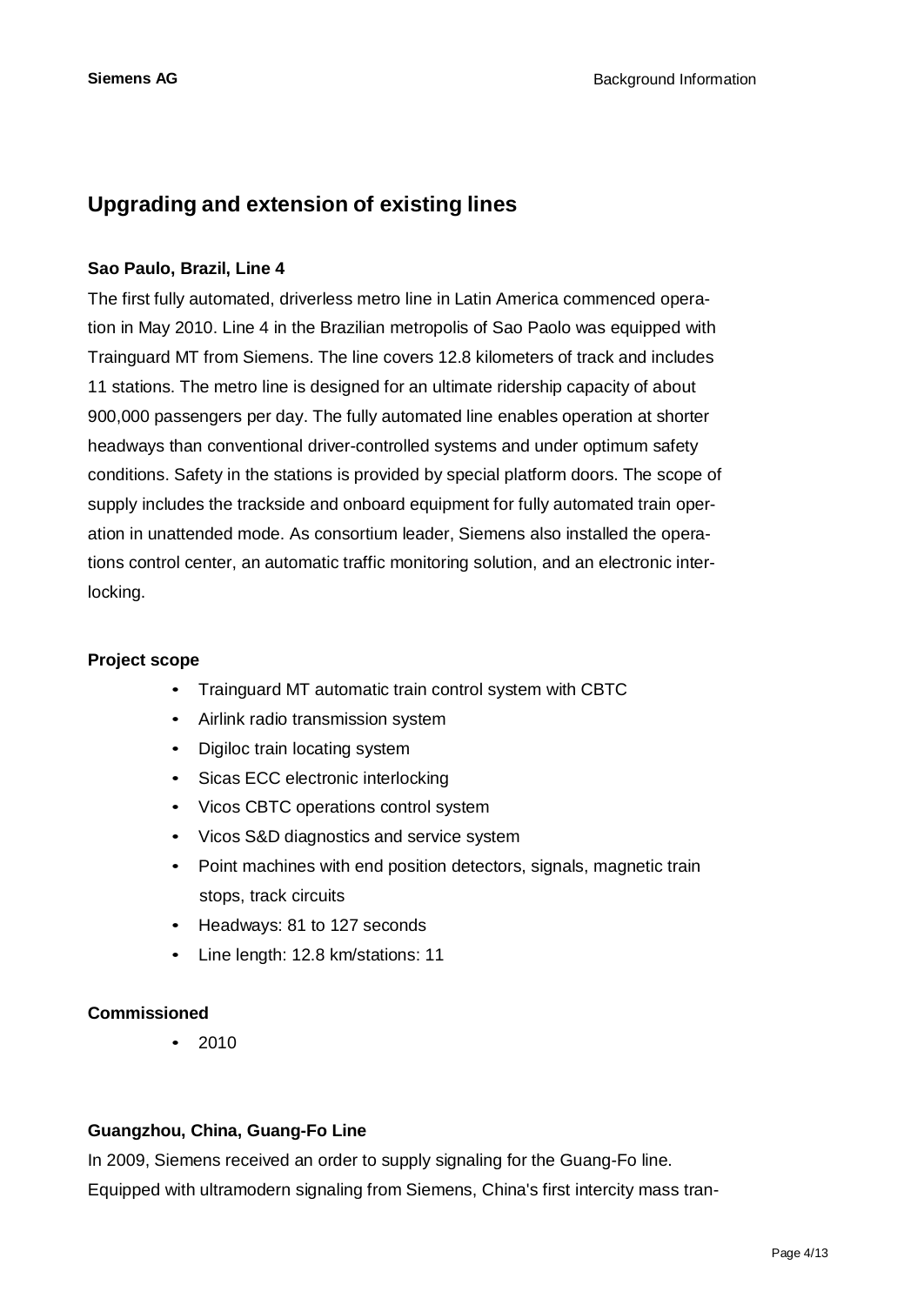## Upgrading and extension of existing lines

**Sao Paulo, Brazil, Line 4**

The first fully automated, driverless metro line in Latin America commenced operation in May 2010. Line 4 in the Brazilian metropolis of Sao Paolo was equipped with Trainguard MT from Siemens. The line covers 12.8 kilometers of track and includes 11 stations. The metro line is designed for an ultimate ridership capacity of about 900,000 passengers per day. The fully automated line enables operation at shorter headways than conventional driver-controlled systems and under optimum safety conditions. Safety in the stations is provided by special platform doors. The scope of supply includes the trackside and onboard equipment for fully automated train operation in unattended mode. As consortium leader, Siemens also installed the operations control center, an automatic traffic monitoring solution, and an electronic interlocking.

**Project scope**

- Trainguard MT automatic train control system with CBTC
- Airlink radio transmission system
- Digiloc train locating system
- Sicas ECC electronic interlocking
- Vicos CBTC operations control system
- Vicos S&D diagnostics and service system
- Point machines with end position detectors, signals, magnetic train stops, track circuits
- Headways: 81 to 127 seconds
- Line length: 12.8 km/stations: 11

**Commissioned**

- 2010

**Guangzhou, China, Guang-Fo Line**

In 2009, Siemens received an order to supply signaling for the Guang-Fo line. Equipped with ultramodern signaling from Siemens, China's first intercity mass tran-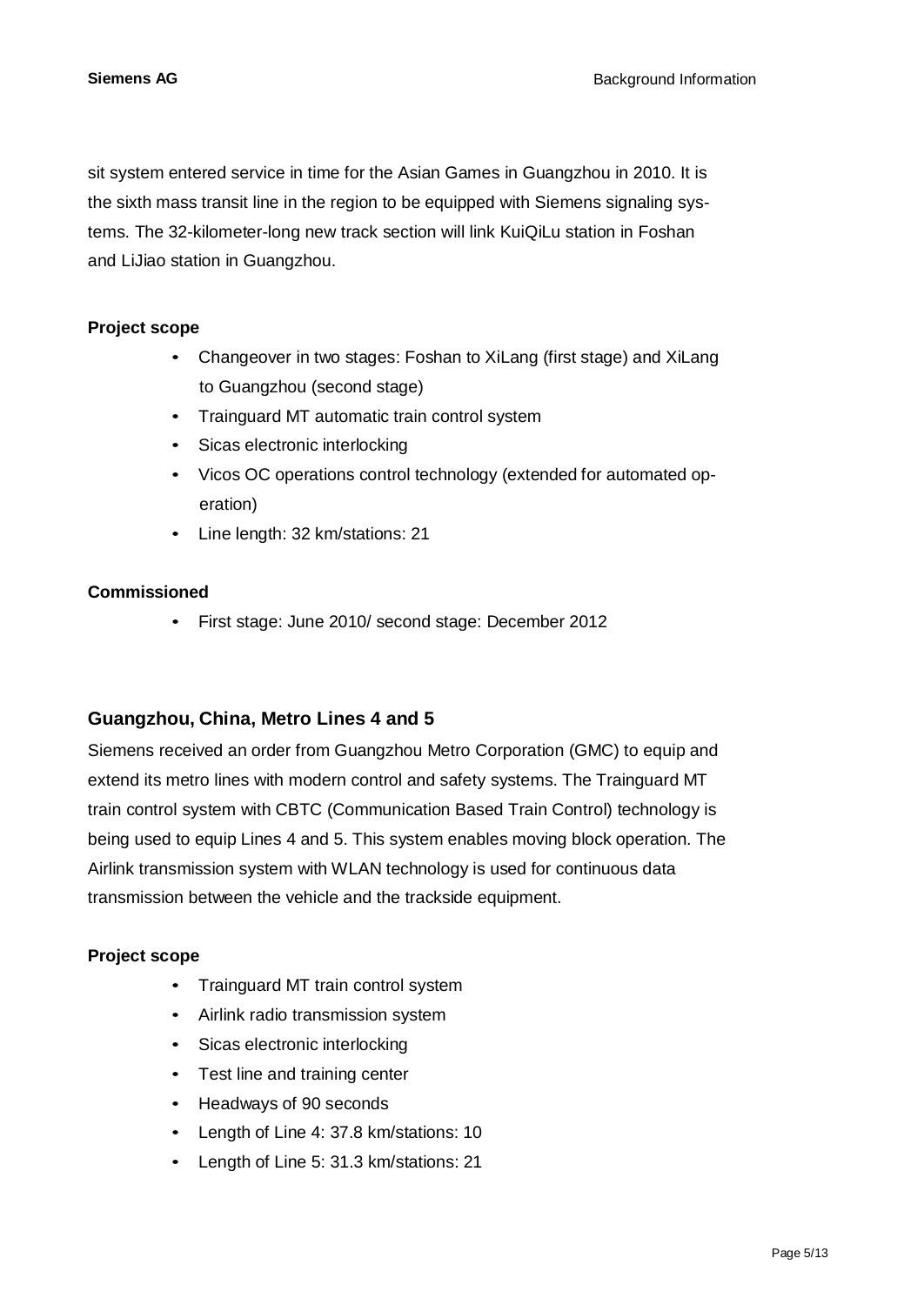sit system entered service in time for the Asian Games in Guangzhou in 2010. It is the sixth mass transit line in the region to be equipped with Siemens signaling systems. The 32-kilometer-long new track section will link KuiQiLu station in Foshan and LiJiao station in Guangzhou.

**Project scope**

- Changeover in two stages: Foshan to XiLang (first stage) and XiLang to Guangzhou (second stage)
- Trainguard MT automatic train control system
- Sicas electronic interlocking
- Vicos OC operations control technology (extended for automated operation)
- Line length: 32 km/stations: 21

**Commissioned**

- First stage: June 2010/ second stage: December 2012

## Guangzhou, China, Metro Lines 4 and 5

Siemens received an order from Guangzhou Metro Corporation (GMC) to equip and extend its metro lines with modern control and safety systems. The Trainguard MT train control system with CBTC (Communication Based Train Control) technology is being used to equip Lines 4 and 5. This system enables moving block operation. The Airlink transmission system with WLAN technology is used for continuous data transmission between the vehicle and the trackside equipment.

**Project scope**

- Trainguard MT train control system
- Airlink radio transmission system
- Sicas electronic interlocking
- Test line and training center
- Headways of 90 seconds
- Length of Line 4: 37.8 km/stations: 10
- Length of Line 5: 31.3 km/stations: 21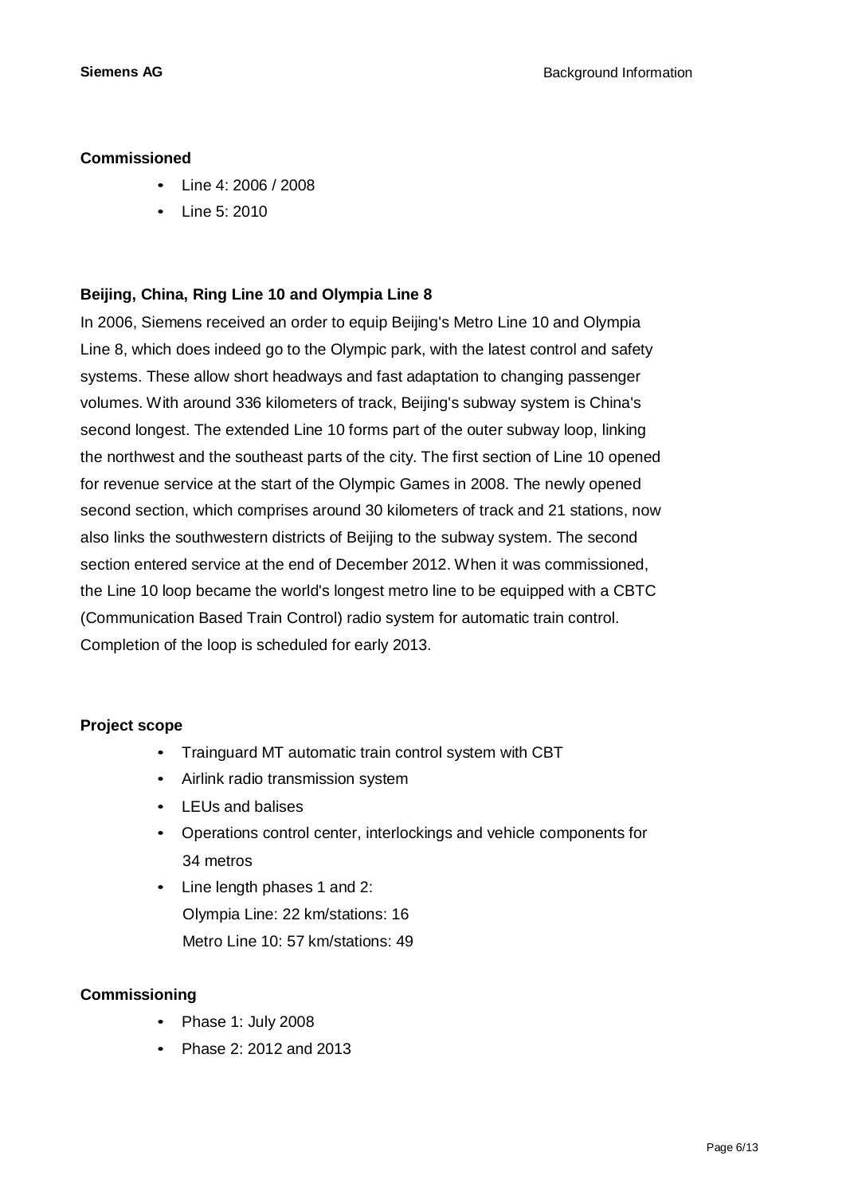**Commissioned**

- Line 4: 2006 / 2008
- Line 5: 2010

**Beijing, China, Ring Line 10 and Olympia Line 8**

In 2006, Siemens received an order to equip Beijing's Metro Line 10 and Olympia Line 8, which does indeed go to the Olympic park, with the latest control and safety systems. These allow short headways and fast adaptation to changing passenger volumes. With around 336 kilometers of track, Beijing's subway system is China's second longest. The extended Line 10 forms part of the outer subway loop, linking the northwest and the southeast parts of the city. The first section of Line 10 opened for revenue service at the start of the Olympic Games in 2008. The newly opened second section, which comprises around 30 kilometers of track and 21 stations, now also links the southwestern districts of Beijing to the subway system. The second section entered service at the end of December 2012. When it was commissioned, the Line 10 loop became the world's longest metro line to be equipped with a CBTC (Communication Based Train Control) radio system for automatic train control. Completion of the loop is scheduled for early 2013.

**Project scope**

- Trainguard MT automatic train control system with CBT
- Airlink radio transmission system
- LEUs and balises
- Operations control center, interlockings and vehicle components for 34 metros
- Line length phases 1 and 2:
  Olympia Line: 22 km/stations: 16
  Metro Line 10: 57 km/stations: 49

**Commissioning**

- Phase 1: July 2008
- Phase 2: 2012 and 2013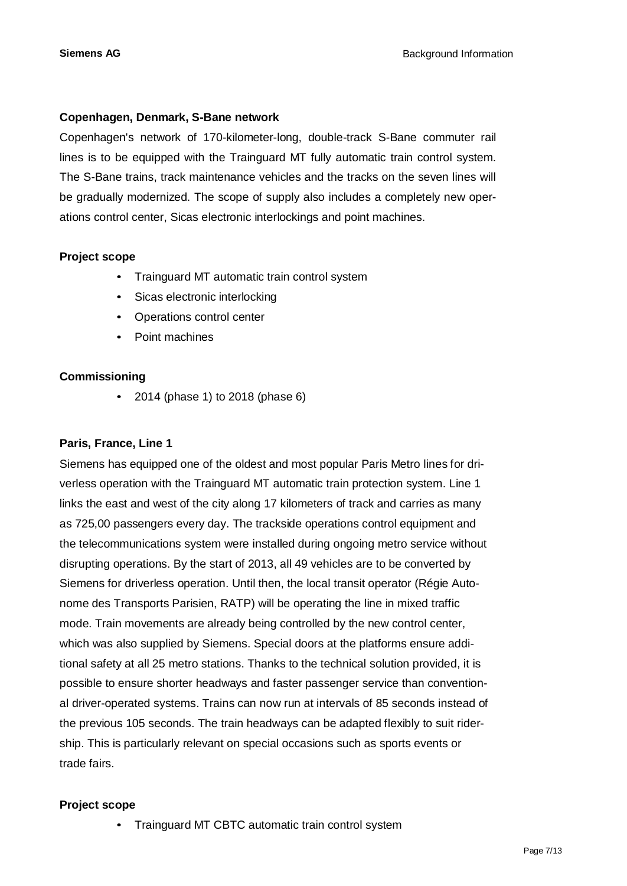**Copenhagen, Denmark, S-Bane network**

Copenhagen's network of 170-kilometer-long, double-track S-Bane commuter rail lines is to be equipped with the Trainguard MT fully automatic train control system. The S-Bane trains, track maintenance vehicles and the tracks on the seven lines will be gradually modernized. The scope of supply also includes a completely new operations control center, Sicas electronic interlockings and point machines.

**Project scope**

- Trainguard MT automatic train control system
- Sicas electronic interlocking
- Operations control center
- Point machines

**Commissioning**

- 2014 (phase 1) to 2018 (phase 6)

**Paris, France, Line 1**

Siemens has equipped one of the oldest and most popular Paris Metro lines for driverless operation with the Trainguard MT automatic train protection system. Line 1 links the east and west of the city along 17 kilometers of track and carries as many as 725,00 passengers every day. The trackside operations control equipment and the telecommunications system were installed during ongoing metro service without disrupting operations. By the start of 2013, all 49 vehicles are to be converted by Siemens for driverless operation. Until then, the local transit operator (Régie Autonome des Transports Parisien, RATP) will be operating the line in mixed traffic mode. Train movements are already being controlled by the new control center, which was also supplied by Siemens. Special doors at the platforms ensure additional safety at all 25 metro stations. Thanks to the technical solution provided, it is possible to ensure shorter headways and faster passenger service than conventional driver-operated systems. Trains can now run at intervals of 85 seconds instead of the previous 105 seconds. The train headways can be adapted flexibly to suit ridership. This is particularly relevant on special occasions such as sports events or trade fairs.

**Project scope**

- Trainguard MT CBTC automatic train control system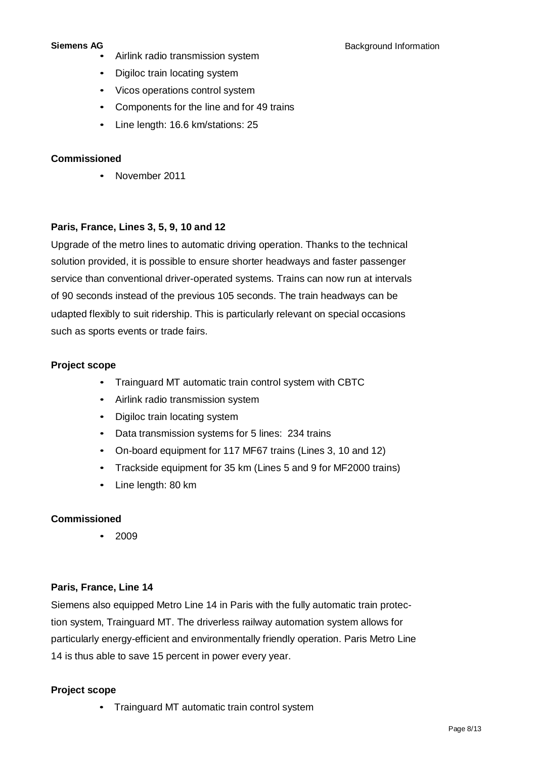- Airlink radio transmission system
- Digiloc train locating system
- Vicos operations control system
- Components for the line and for 49 trains
- Line length: 16.6 km/stations: 25

**Commissioned**

- November 2011

**Paris, France, Lines 3, 5, 9, 10 and 12**

Upgrade of the metro lines to automatic driving operation. Thanks to the technical solution provided, it is possible to ensure shorter headways and faster passenger service than conventional driver-operated systems. Trains can now run at intervals of 90 seconds instead of the previous 105 seconds. The train headways can be udapted flexibly to suit ridership. This is particularly relevant on special occasions such as sports events or trade fairs.

**Project scope**

- Trainguard MT automatic train control system with CBTC
- Airlink radio transmission system
- Digiloc train locating system
- Data transmission systems for 5 lines: 234 trains
- On-board equipment for 117 MF67 trains (Lines 3, 10 and 12)
- Trackside equipment for 35 km (Lines 5 and 9 for MF2000 trains)
- Line length: 80 km

**Commissioned**

- 2009

**Paris, France, Line 14**

Siemens also equipped Metro Line 14 in Paris with the fully automatic train protection system, Trainguard MT. The driverless railway automation system allows for particularly energy-efficient and environmentally friendly operation. Paris Metro Line 14 is thus able to save 15 percent in power every year.

**Project scope**

- Trainguard MT automatic train control system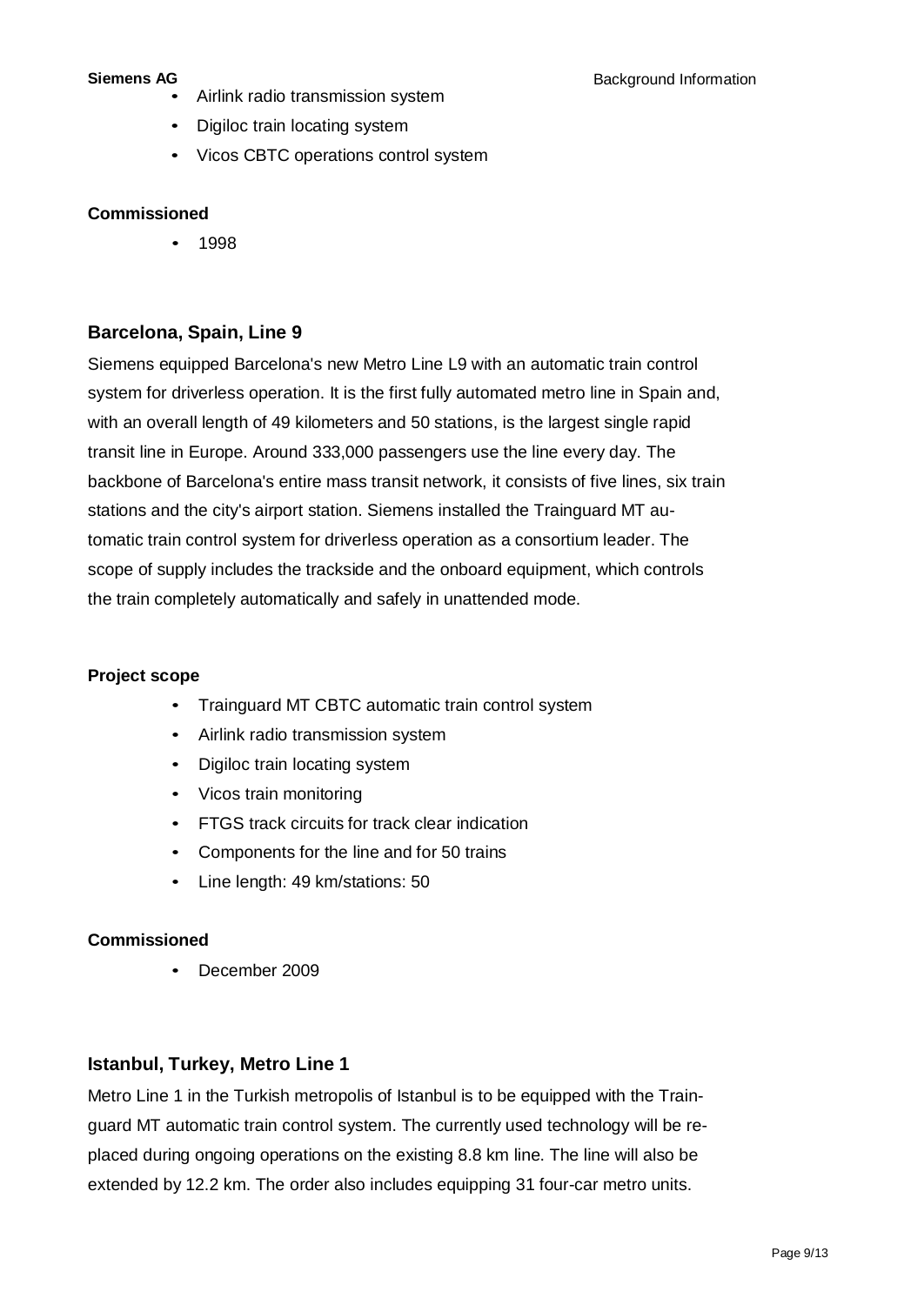- Airlink radio transmission system
- Digiloc train locating system
- Vicos CBTC operations control system

**Commissioned**

- 1998

## Barcelona, Spain, Line 9

Siemens equipped Barcelona's new Metro Line L9 with an automatic train control system for driverless operation. It is the first fully automated metro line in Spain and, with an overall length of 49 kilometers and 50 stations, is the largest single rapid transit line in Europe. Around 333,000 passengers use the line every day. The backbone of Barcelona's entire mass transit network, it consists of five lines, six train stations and the city's airport station. Siemens installed the Trainguard MT automatic train control system for driverless operation as a consortium leader. The scope of supply includes the trackside and the onboard equipment, which controls the train completely automatically and safely in unattended mode.

**Project scope**

- Trainguard MT CBTC automatic train control system
- Airlink radio transmission system
- Digiloc train locating system
- Vicos train monitoring
- FTGS track circuits for track clear indication
- Components for the line and for 50 trains
- Line length: 49 km/stations: 50

**Commissioned**

- December 2009

## Istanbul, Turkey, Metro Line 1

Metro Line 1 in the Turkish metropolis of Istanbul is to be equipped with the Trainguard MT automatic train control system. The currently used technology will be replaced during ongoing operations on the existing 8.8 km line. The line will also be extended by 12.2 km. The order also includes equipping 31 four-car metro units.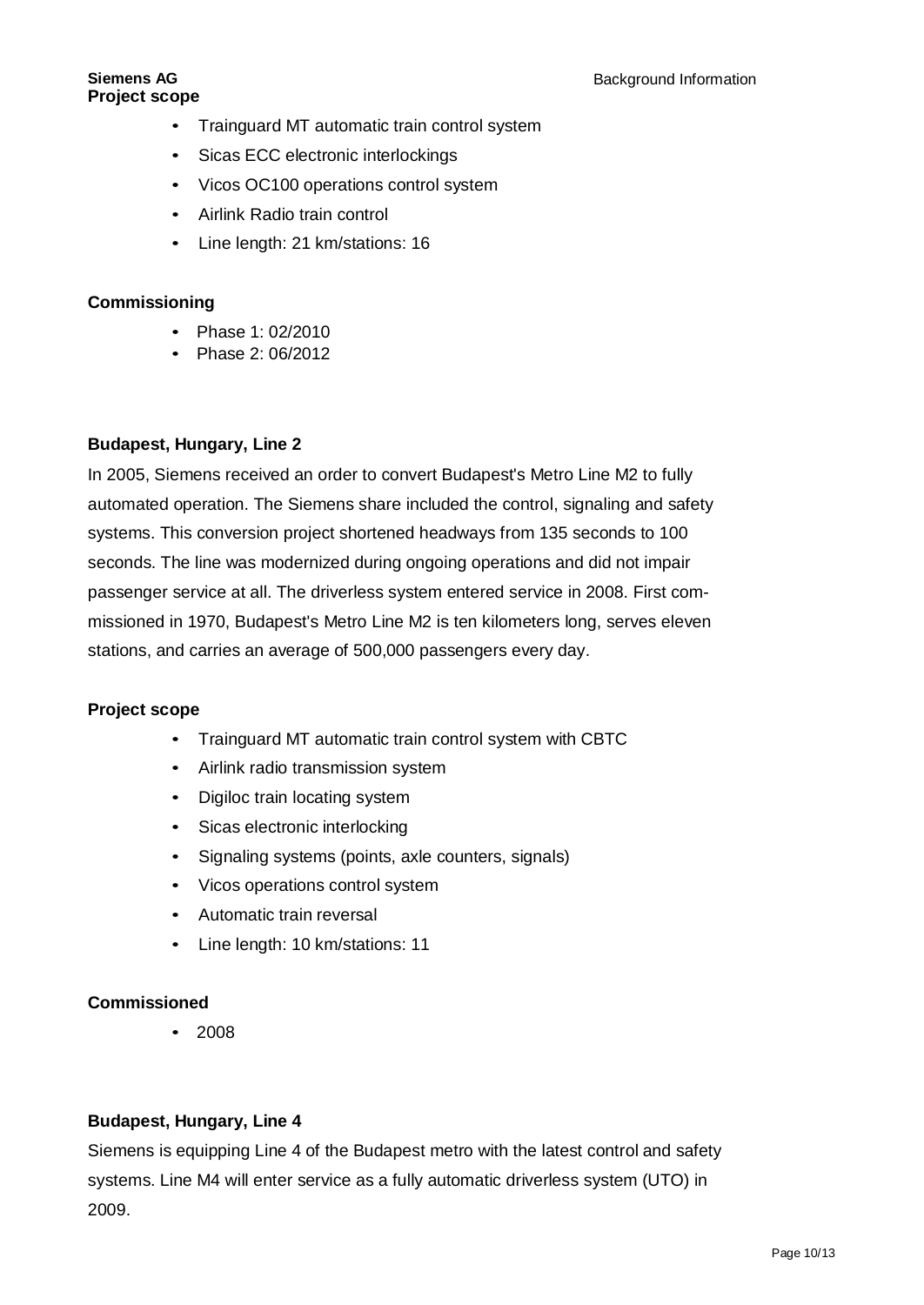**Project scope**

- Trainguard MT automatic train control system
- Sicas ECC electronic interlockings
- Vicos OC100 operations control system
- Airlink Radio train control
- Line length: 21 km/stations: 16

**Commissioning**

- Phase 1: 02/2010
- Phase 2: 06/2012

**Budapest, Hungary, Line 2**

In 2005, Siemens received an order to convert Budapest's Metro Line M2 to fully automated operation. The Siemens share included the control, signaling and safety systems. This conversion project shortened headways from 135 seconds to 100 seconds. The line was modernized during ongoing operations and did not impair passenger service at all. The driverless system entered service in 2008. First commissioned in 1970, Budapest's Metro Line M2 is ten kilometers long, serves eleven stations, and carries an average of 500,000 passengers every day.

**Project scope**

- Trainguard MT automatic train control system with CBTC
- Airlink radio transmission system
- Digiloc train locating system
- Sicas electronic interlocking
- Signaling systems (points, axle counters, signals)
- Vicos operations control system
- Automatic train reversal
- Line length: 10 km/stations: 11

**Commissioned**

- 2008

**Budapest, Hungary, Line 4**

Siemens is equipping Line 4 of the Budapest metro with the latest control and safety systems. Line M4 will enter service as a fully automatic driverless system (UTO) in 2009.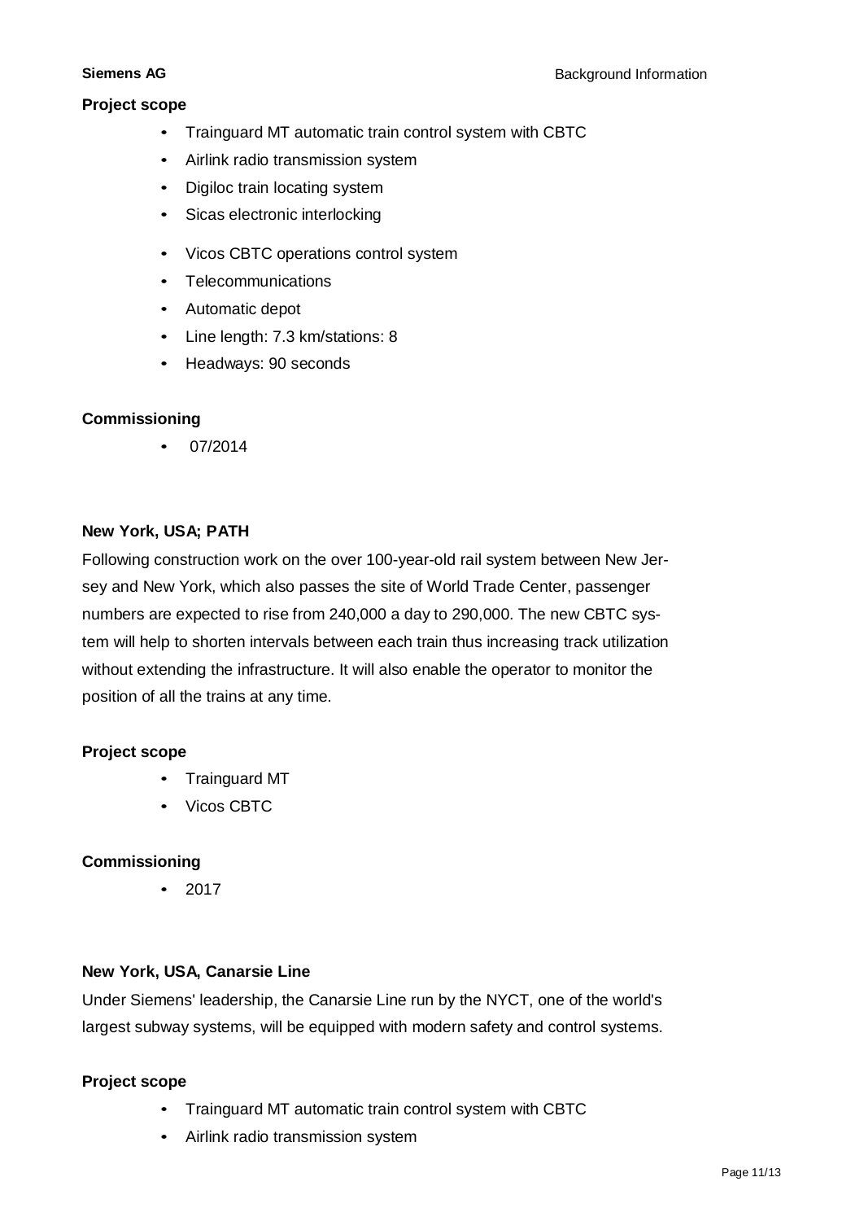**Project scope**

- Trainguard MT automatic train control system with CBTC
- Airlink radio transmission system
- Digiloc train locating system
- Sicas electronic interlocking
- Vicos CBTC operations control system
- Telecommunications
- Automatic depot
- Line length: 7.3 km/stations: 8
- Headways: 90 seconds

**Commissioning**

- 07/2014

**New York, USA; PATH**

Following construction work on the over 100-year-old rail system between New Jersey and New York, which also passes the site of World Trade Center, passenger numbers are expected to rise from 240,000 a day to 290,000. The new CBTC system will help to shorten intervals between each train thus increasing track utilization without extending the infrastructure. It will also enable the operator to monitor the position of all the trains at any time.

**Project scope**

- Trainguard MT
- Vicos CBTC

**Commissioning**

- 2017

**New York, USA, Canarsie Line**

Under Siemens' leadership, the Canarsie Line run by the NYCT, one of the world's largest subway systems, will be equipped with modern safety and control systems.

**Project scope**

- Trainguard MT automatic train control system with CBTC
- Airlink radio transmission system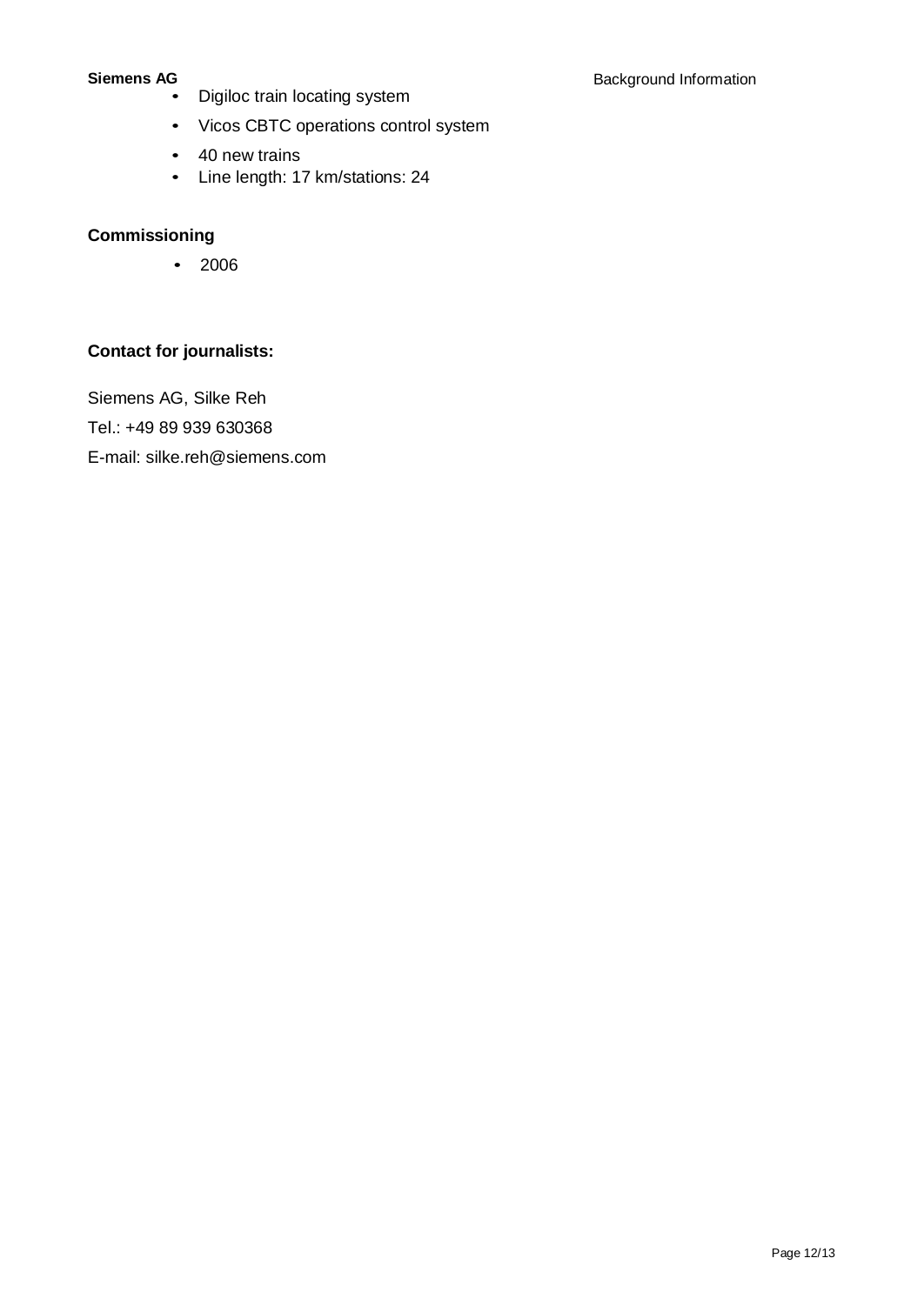- Digiloc train locating system
- Vicos CBTC operations control system
- 40 new trains
- Line length: 17 km/stations: 24

**Commissioning**

- 2006

**Contact for journalists:**

Siemens AG, Silke Reh

Tel.: +49 89 939 630368

E-mail: silke.reh@siemens.com